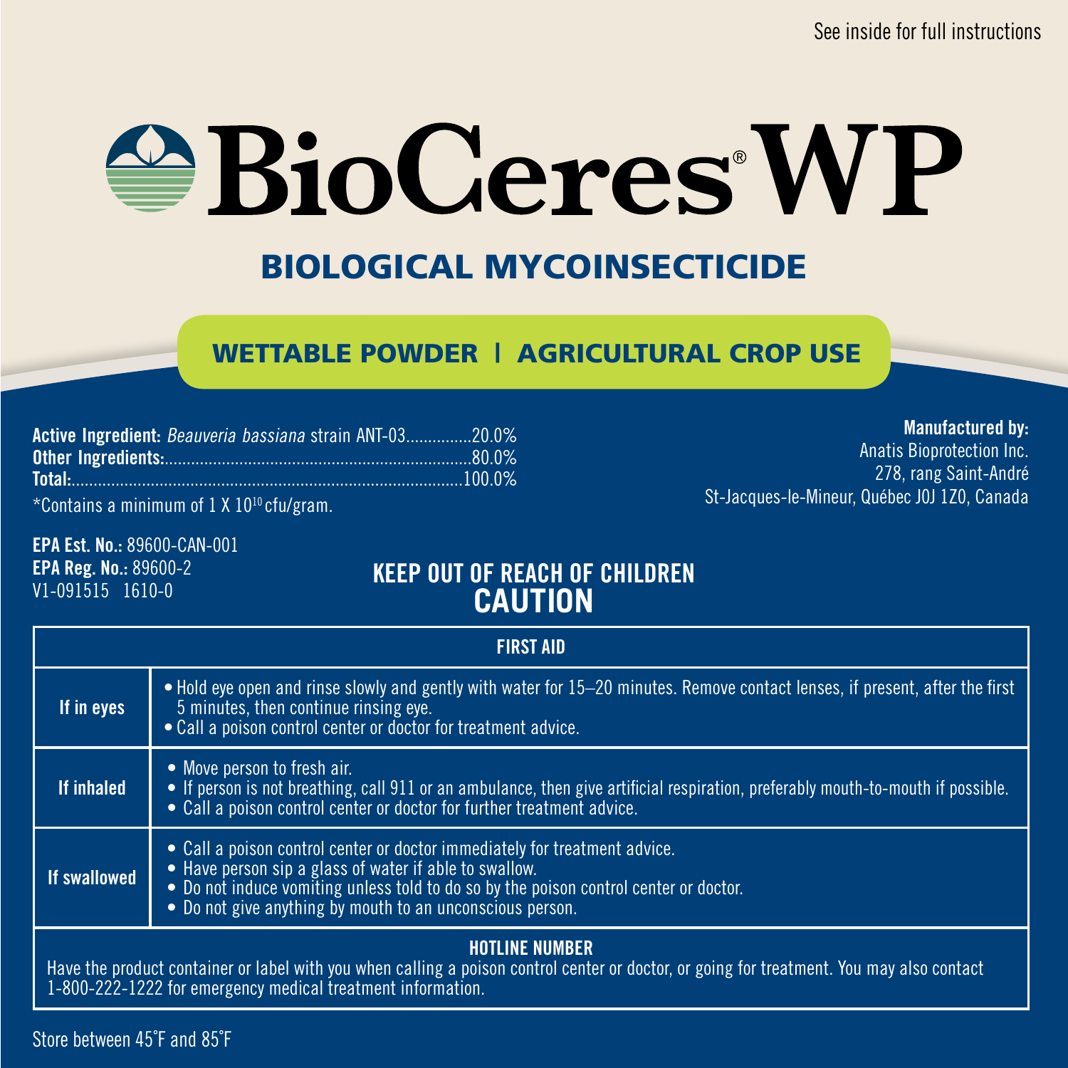See inside for full instructions

# BioCeres® WP

## BIOLOGICAL MYCOINSECTICIDE

**WETTABLE POWDER | AGRICULTURAL CROP USE**

**Active Ingredient:** *Beauveria bassiana* strain ANT-03...............20.0%
**Other Ingredients:**....................................................................80.0%
**Total:**.......................................................................................100.0%
*Contains a minimum of 1 X $10^{10}$ cfu/gram.

**Manufactured by:**
Anatis Bioprotection Inc.
278, rang Saint-André
St-Jacques-le-Mineur, Québec J0J 1Z0, Canada

**EPA Est. No.:** 89600-CAN-001
**EPA Reg. No.:** 89600-2
V1-091515 1610-0

**KEEP OUT OF REACH OF CHILDREN**
**CAUTION**

| FIRST AID | |
|---|---|
| **If in eyes** | • Hold eye open and rinse slowly and gently with water for 15–20 minutes. Remove contact lenses, if present, after the first 5 minutes, then continue rinsing eye.<br>• Call a poison control center or doctor for treatment advice. |
| **If inhaled** | • Move person to fresh air.<br>• If person is not breathing, call 911 or an ambulance, then give artificial respiration, preferably mouth-to-mouth if possible.<br>• Call a poison control center or doctor for further treatment advice. |
| **If swallowed** | • Call a poison control center or doctor immediately for treatment advice.<br>• Have person sip a glass of water if able to swallow.<br>• Do not induce vomiting unless told to do so by the poison control center or doctor.<br>• Do not give anything by mouth to an unconscious person. |
| **HOTLINE NUMBER** | |
| Have the product container or label with you when calling a poison control center or doctor, or going for treatment. You may also contact 1-800-222-1222 for emergency medical treatment information. | |

Store between 45˚F and 85˚F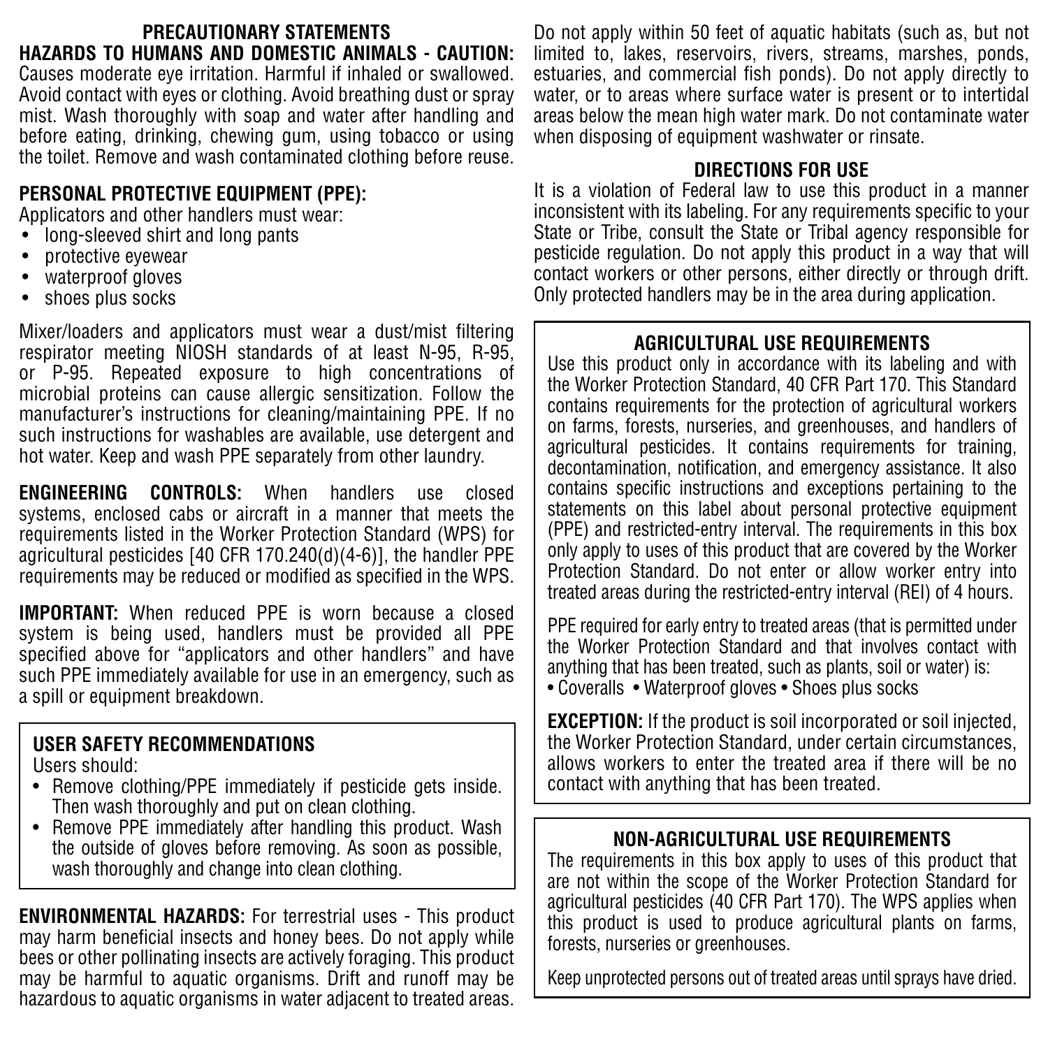## PRECAUTIONARY STATEMENTS

### HAZARDS TO HUMANS AND DOMESTIC ANIMALS - CAUTION:

Causes moderate eye irritation. Harmful if inhaled or swallowed. Avoid contact with eyes or clothing. Avoid breathing dust or spray mist. Wash thoroughly with soap and water after handling and before eating, drinking, chewing gum, using tobacco or using the toilet. Remove and wash contaminated clothing before reuse.

### PERSONAL PROTECTIVE EQUIPMENT (PPE):

Applicators and other handlers must wear:

- long-sleeved shirt and long pants
- protective eyewear
- waterproof gloves
- shoes plus socks

Mixer/loaders and applicators must wear a dust/mist filtering respirator meeting NIOSH standards of at least N-95, R-95, or P-95. Repeated exposure to high concentrations of microbial proteins can cause allergic sensitization. Follow the manufacturer's instructions for cleaning/maintaining PPE. If no such instructions for washables are available, use detergent and hot water. Keep and wash PPE separately from other laundry.

**ENGINEERING CONTROLS:** When handlers use closed systems, enclosed cabs or aircraft in a manner that meets the requirements listed in the Worker Protection Standard (WPS) for agricultural pesticides [40 CFR 170.240(d)(4-6)], the handler PPE requirements may be reduced or modified as specified in the WPS.

**IMPORTANT:** When reduced PPE is worn because a closed system is being used, handlers must be provided all PPE specified above for "applicators and other handlers" and have such PPE immediately available for use in an emergency, such as a spill or equipment breakdown.

### USER SAFETY RECOMMENDATIONS

Users should:

- Remove clothing/PPE immediately if pesticide gets inside. Then wash thoroughly and put on clean clothing.
- Remove PPE immediately after handling this product. Wash the outside of gloves before removing. As soon as possible, wash thoroughly and change into clean clothing.

**ENVIRONMENTAL HAZARDS:** For terrestrial uses - This product may harm beneficial insects and honey bees. Do not apply while bees or other pollinating insects are actively foraging. This product may be harmful to aquatic organisms. Drift and runoff may be hazardous to aquatic organisms in water adjacent to treated areas. Do not apply within 50 feet of aquatic habitats (such as, but not limited to, lakes, reservoirs, rivers, streams, marshes, ponds, estuaries, and commercial fish ponds). Do not apply directly to water, or to areas where surface water is present or to intertidal areas below the mean high water mark. Do not contaminate water when disposing of equipment washwater or rinsate.

## DIRECTIONS FOR USE

It is a violation of Federal law to use this product in a manner inconsistent with its labeling. For any requirements specific to your State or Tribe, consult the State or Tribal agency responsible for pesticide regulation. Do not apply this product in a way that will contact workers or other persons, either directly or through drift. Only protected handlers may be in the area during application.

### AGRICULTURAL USE REQUIREMENTS

Use this product only in accordance with its labeling and with the Worker Protection Standard, 40 CFR Part 170. This Standard contains requirements for the protection of agricultural workers on farms, forests, nurseries, and greenhouses, and handlers of agricultural pesticides. It contains requirements for training, decontamination, notification, and emergency assistance. It also contains specific instructions and exceptions pertaining to the statements on this label about personal protective equipment (PPE) and restricted-entry interval. The requirements in this box only apply to uses of this product that are covered by the Worker Protection Standard. Do not enter or allow worker entry into treated areas during the restricted-entry interval (REI) of 4 hours.

PPE required for early entry to treated areas (that is permitted under the Worker Protection Standard and that involves contact with anything that has been treated, such as plants, soil or water) is:

- Coveralls
- Waterproof gloves
- Shoes plus socks

**EXCEPTION:** If the product is soil incorporated or soil injected, the Worker Protection Standard, under certain circumstances, allows workers to enter the treated area if there will be no contact with anything that has been treated.

### NON-AGRICULTURAL USE REQUIREMENTS

The requirements in this box apply to uses of this product that are not within the scope of the Worker Protection Standard for agricultural pesticides (40 CFR Part 170). The WPS applies when this product is used to produce agricultural plants on farms, forests, nurseries or greenhouses.

Keep unprotected persons out of treated areas until sprays have dried.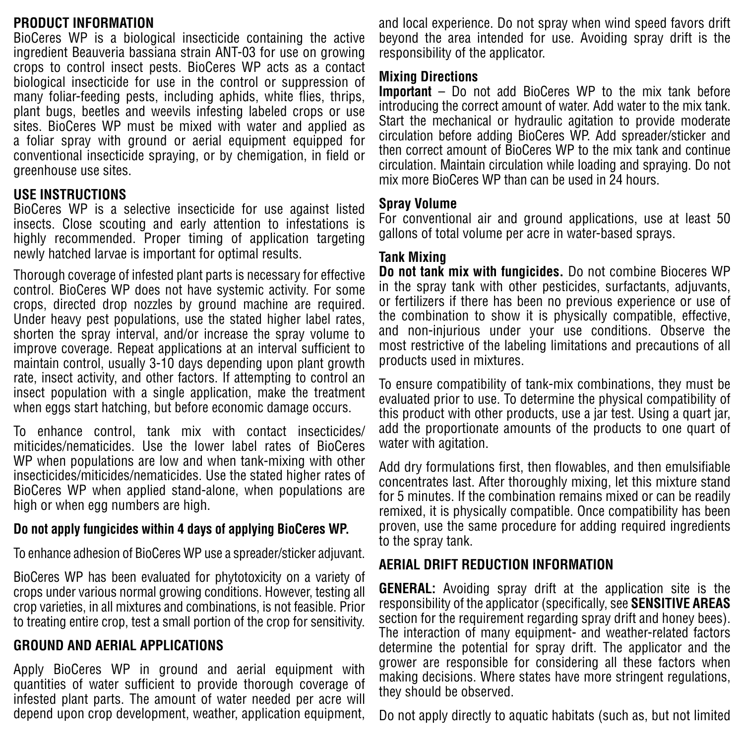## PRODUCT INFORMATION

BioCeres WP is a biological insecticide containing the active ingredient Beauveria bassiana strain ANT-03 for use on growing crops to control insect pests. BioCeres WP acts as a contact biological insecticide for use in the control or suppression of many foliar-feeding pests, including aphids, white flies, thrips, plant bugs, beetles and weevils infesting labeled crops or use sites. BioCeres WP must be mixed with water and applied as a foliar spray with ground or aerial equipment equipped for conventional insecticide spraying, or by chemigation, in field or greenhouse use sites.

## USE INSTRUCTIONS

BioCeres WP is a selective insecticide for use against listed insects. Close scouting and early attention to infestations is highly recommended. Proper timing of application targeting newly hatched larvae is important for optimal results.

Thorough coverage of infested plant parts is necessary for effective control. BioCeres WP does not have systemic activity. For some crops, directed drop nozzles by ground machine are required. Under heavy pest populations, use the stated higher label rates, shorten the spray interval, and/or increase the spray volume to improve coverage. Repeat applications at an interval sufficient to maintain control, usually 3-10 days depending upon plant growth rate, insect activity, and other factors. If attempting to control an insect population with a single application, make the treatment when eggs start hatching, but before economic damage occurs.

To enhance control, tank mix with contact insecticides/miticides/nematicides. Use the lower label rates of BioCeres WP when populations are low and when tank-mixing with other insecticides/miticides/nematicides. Use the stated higher rates of BioCeres WP when applied stand-alone, when populations are high or when egg numbers are high.

**Do not apply fungicides within 4 days of applying BioCeres WP.**

To enhance adhesion of BioCeres WP use a spreader/sticker adjuvant.

BioCeres WP has been evaluated for phytotoxicity on a variety of crops under various normal growing conditions. However, testing all crop varieties, in all mixtures and combinations, is not feasible. Prior to treating entire crop, test a small portion of the crop for sensitivity.

## GROUND AND AERIAL APPLICATIONS

Apply BioCeres WP in ground and aerial equipment with quantities of water sufficient to provide thorough coverage of infested plant parts. The amount of water needed per acre will depend upon crop development, weather, application equipment, and local experience. Do not spray when wind speed favors drift beyond the area intended for use. Avoiding spray drift is the responsibility of the applicator.

### Mixing Directions

**Important** – Do not add BioCeres WP to the mix tank before introducing the correct amount of water. Add water to the mix tank. Start the mechanical or hydraulic agitation to provide moderate circulation before adding BioCeres WP. Add spreader/sticker and then correct amount of BioCeres WP to the mix tank and continue circulation. Maintain circulation while loading and spraying. Do not mix more BioCeres WP than can be used in 24 hours.

### Spray Volume

For conventional air and ground applications, use at least 50 gallons of total volume per acre in water-based sprays.

### Tank Mixing

**Do not tank mix with fungicides.** Do not combine Bioceres WP in the spray tank with other pesticides, surfactants, adjuvants, or fertilizers if there has been no previous experience or use of the combination to show it is physically compatible, effective, and non-injurious under your use conditions. Observe the most restrictive of the labeling limitations and precautions of all products used in mixtures.

To ensure compatibility of tank-mix combinations, they must be evaluated prior to use. To determine the physical compatibility of this product with other products, use a jar test. Using a quart jar, add the proportionate amounts of the products to one quart of water with agitation.

Add dry formulations first, then flowables, and then emulsifiable concentrates last. After thoroughly mixing, let this mixture stand for 5 minutes. If the combination remains mixed or can be readily remixed, it is physically compatible. Once compatibility has been proven, use the same procedure for adding required ingredients to the spray tank.

## AERIAL DRIFT REDUCTION INFORMATION

**GENERAL:** Avoiding spray drift at the application site is the responsibility of the applicator (specifically, see **SENSITIVE AREAS** section for the requirement regarding spray drift and honey bees). The interaction of many equipment- and weather-related factors determine the potential for spray drift. The applicator and the grower are responsible for considering all these factors when making decisions. Where states have more stringent regulations, they should be observed.

Do not apply directly to aquatic habitats (such as, but not limited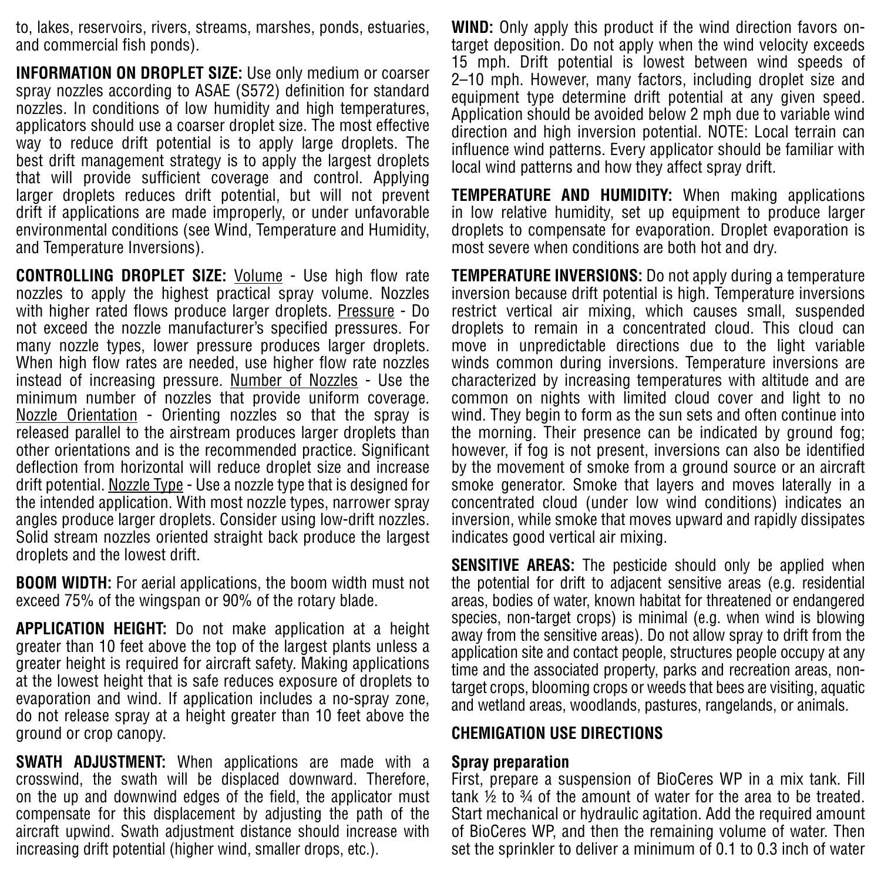to, lakes, reservoirs, rivers, streams, marshes, ponds, estuaries, and commercial fish ponds).

**INFORMATION ON DROPLET SIZE:** Use only medium or coarser spray nozzles according to ASAE (S572) definition for standard nozzles. In conditions of low humidity and high temperatures, applicators should use a coarser droplet size. The most effective way to reduce drift potential is to apply large droplets. The best drift management strategy is to apply the largest droplets that will provide sufficient coverage and control. Applying larger droplets reduces drift potential, but will not prevent drift if applications are made improperly, or under unfavorable environmental conditions (see Wind, Temperature and Humidity, and Temperature Inversions).

**CONTROLLING DROPLET SIZE:** Volume - Use high flow rate nozzles to apply the highest practical spray volume. Nozzles with higher rated flows produce larger droplets. Pressure - Do not exceed the nozzle manufacturer's specified pressures. For many nozzle types, lower pressure produces larger droplets. When high flow rates are needed, use higher flow rate nozzles instead of increasing pressure. Number of Nozzles - Use the minimum number of nozzles that provide uniform coverage. Nozzle Orientation - Orienting nozzles so that the spray is released parallel to the airstream produces larger droplets than other orientations and is the recommended practice. Significant deflection from horizontal will reduce droplet size and increase drift potential. Nozzle Type - Use a nozzle type that is designed for the intended application. With most nozzle types, narrower spray angles produce larger droplets. Consider using low-drift nozzles. Solid stream nozzles oriented straight back produce the largest droplets and the lowest drift.

**BOOM WIDTH:** For aerial applications, the boom width must not exceed 75% of the wingspan or 90% of the rotary blade.

**APPLICATION HEIGHT:** Do not make application at a height greater than 10 feet above the top of the largest plants unless a greater height is required for aircraft safety. Making applications at the lowest height that is safe reduces exposure of droplets to evaporation and wind. If application includes a no-spray zone, do not release spray at a height greater than 10 feet above the ground or crop canopy.

**SWATH ADJUSTMENT:** When applications are made with a crosswind, the swath will be displaced downward. Therefore, on the up and downwind edges of the field, the applicator must compensate for this displacement by adjusting the path of the aircraft upwind. Swath adjustment distance should increase with increasing drift potential (higher wind, smaller drops, etc.).

**WIND:** Only apply this product if the wind direction favors on-target deposition. Do not apply when the wind velocity exceeds 15 mph. Drift potential is lowest between wind speeds of 2–10 mph. However, many factors, including droplet size and equipment type determine drift potential at any given speed. Application should be avoided below 2 mph due to variable wind direction and high inversion potential. NOTE: Local terrain can influence wind patterns. Every applicator should be familiar with local wind patterns and how they affect spray drift.

**TEMPERATURE AND HUMIDITY:** When making applications in low relative humidity, set up equipment to produce larger droplets to compensate for evaporation. Droplet evaporation is most severe when conditions are both hot and dry.

**TEMPERATURE INVERSIONS:** Do not apply during a temperature inversion because drift potential is high. Temperature inversions restrict vertical air mixing, which causes small, suspended droplets to remain in a concentrated cloud. This cloud can move in unpredictable directions due to the light variable winds common during inversions. Temperature inversions are characterized by increasing temperatures with altitude and are common on nights with limited cloud cover and light to no wind. They begin to form as the sun sets and often continue into the morning. Their presence can be indicated by ground fog; however, if fog is not present, inversions can also be identified by the movement of smoke from a ground source or an aircraft smoke generator. Smoke that layers and moves laterally in a concentrated cloud (under low wind conditions) indicates an inversion, while smoke that moves upward and rapidly dissipates indicates good vertical air mixing.

**SENSITIVE AREAS:** The pesticide should only be applied when the potential for drift to adjacent sensitive areas (e.g. residential areas, bodies of water, known habitat for threatened or endangered species, non-target crops) is minimal (e.g. when wind is blowing away from the sensitive areas). Do not allow spray to drift from the application site and contact people, structures people occupy at any time and the associated property, parks and recreation areas, non-target crops, blooming crops or weeds that bees are visiting, aquatic and wetland areas, woodlands, pastures, rangelands, or animals.

## CHEMIGATION USE DIRECTIONS

### Spray preparation

First, prepare a suspension of BioCeres WP in a mix tank. Fill tank ½ to ¾ of the amount of water for the area to be treated. Start mechanical or hydraulic agitation. Add the required amount of BioCeres WP, and then the remaining volume of water. Then set the sprinkler to deliver a minimum of 0.1 to 0.3 inch of water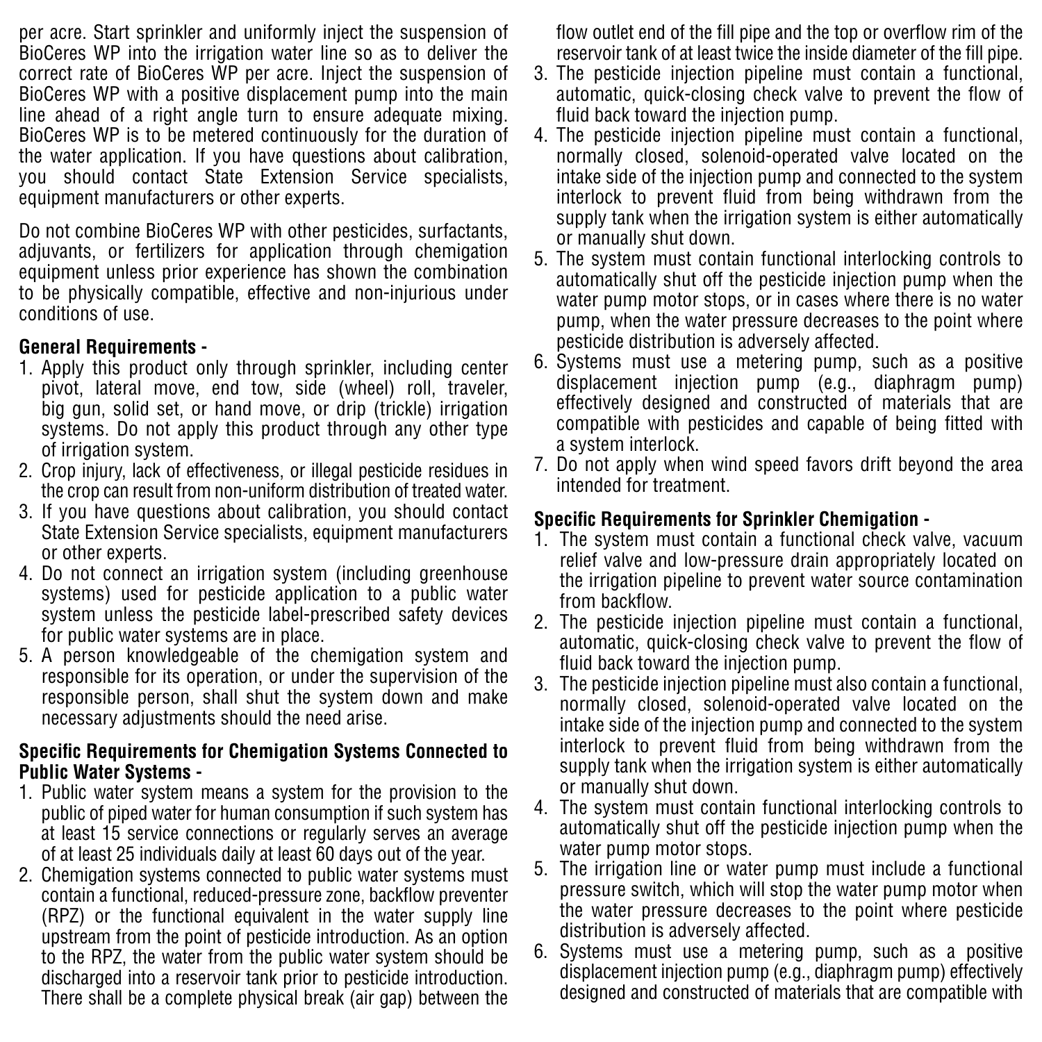per acre. Start sprinkler and uniformly inject the suspension of BioCeres WP into the irrigation water line so as to deliver the correct rate of BioCeres WP per acre. Inject the suspension of BioCeres WP with a positive displacement pump into the main line ahead of a right angle turn to ensure adequate mixing. BioCeres WP is to be metered continuously for the duration of the water application. If you have questions about calibration, you should contact State Extension Service specialists, equipment manufacturers or other experts.

Do not combine BioCeres WP with other pesticides, surfactants, adjuvants, or fertilizers for application through chemigation equipment unless prior experience has shown the combination to be physically compatible, effective and non-injurious under conditions of use.

**General Requirements -**

1. Apply this product only through sprinkler, including center pivot, lateral move, end tow, side (wheel) roll, traveler, big gun, solid set, or hand move, or drip (trickle) irrigation systems. Do not apply this product through any other type of irrigation system.
2. Crop injury, lack of effectiveness, or illegal pesticide residues in the crop can result from non-uniform distribution of treated water.
3. If you have questions about calibration, you should contact State Extension Service specialists, equipment manufacturers or other experts.
4. Do not connect an irrigation system (including greenhouse systems) used for pesticide application to a public water system unless the pesticide label-prescribed safety devices for public water systems are in place.
5. A person knowledgeable of the chemigation system and responsible for its operation, or under the supervision of the responsible person, shall shut the system down and make necessary adjustments should the need arise.

**Specific Requirements for Chemigation Systems Connected to Public Water Systems -**

1. Public water system means a system for the provision to the public of piped water for human consumption if such system has at least 15 service connections or regularly serves an average of at least 25 individuals daily at least 60 days out of the year.
2. Chemigation systems connected to public water systems must contain a functional, reduced-pressure zone, backflow preventer (RPZ) or the functional equivalent in the water supply line upstream from the point of pesticide introduction. As an option to the RPZ, the water from the public water system should be discharged into a reservoir tank prior to pesticide introduction. There shall be a complete physical break (air gap) between the flow outlet end of the fill pipe and the top or overflow rim of the reservoir tank of at least twice the inside diameter of the fill pipe.
3. The pesticide injection pipeline must contain a functional, automatic, quick-closing check valve to prevent the flow of fluid back toward the injection pump.
4. The pesticide injection pipeline must contain a functional, normally closed, solenoid-operated valve located on the intake side of the injection pump and connected to the system interlock to prevent fluid from being withdrawn from the supply tank when the irrigation system is either automatically or manually shut down.
5. The system must contain functional interlocking controls to automatically shut off the pesticide injection pump when the water pump motor stops, or in cases where there is no water pump, when the water pressure decreases to the point where pesticide distribution is adversely affected.
6. Systems must use a metering pump, such as a positive displacement injection pump (e.g., diaphragm pump) effectively designed and constructed of materials that are compatible with pesticides and capable of being fitted with a system interlock.
7. Do not apply when wind speed favors drift beyond the area intended for treatment.

**Specific Requirements for Sprinkler Chemigation -**

1. The system must contain a functional check valve, vacuum relief valve and low-pressure drain appropriately located on the irrigation pipeline to prevent water source contamination from backflow.
2. The pesticide injection pipeline must contain a functional, automatic, quick-closing check valve to prevent the flow of fluid back toward the injection pump.
3. The pesticide injection pipeline must also contain a functional, normally closed, solenoid-operated valve located on the intake side of the injection pump and connected to the system interlock to prevent fluid from being withdrawn from the supply tank when the irrigation system is either automatically or manually shut down.
4. The system must contain functional interlocking controls to automatically shut off the pesticide injection pump when the water pump motor stops.
5. The irrigation line or water pump must include a functional pressure switch, which will stop the water pump motor when the water pressure decreases to the point where pesticide distribution is adversely affected.
6. Systems must use a metering pump, such as a positive displacement injection pump (e.g., diaphragm pump) effectively designed and constructed of materials that are compatible with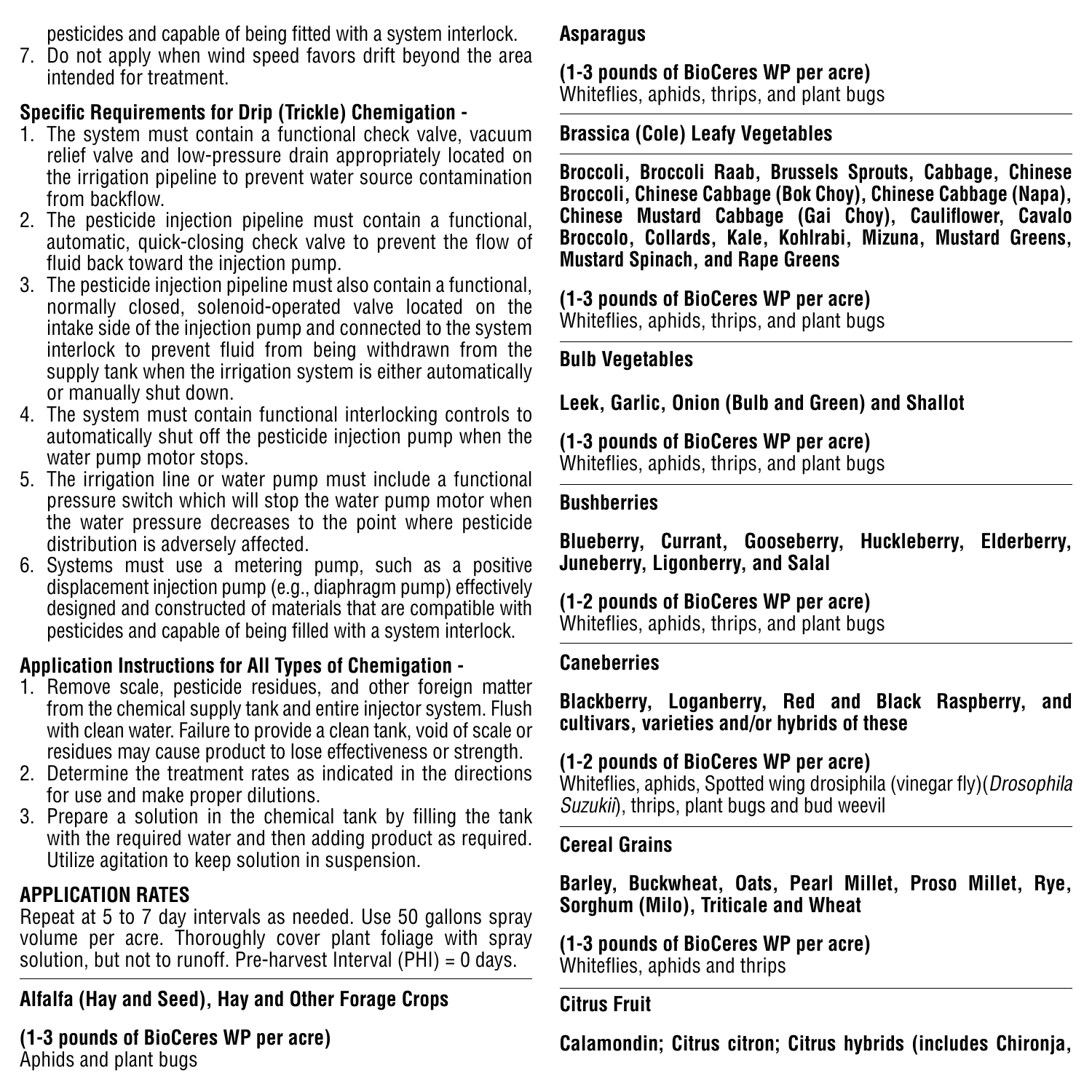pesticides and capable of being fitted with a system interlock.

7. Do not apply when wind speed favors drift beyond the area intended for treatment.

**Specific Requirements for Drip (Trickle) Chemigation -**

1. The system must contain a functional check valve, vacuum relief valve and low-pressure drain appropriately located on the irrigation pipeline to prevent water source contamination from backflow.
2. The pesticide injection pipeline must contain a functional, automatic, quick-closing check valve to prevent the flow of fluid back toward the injection pump.
3. The pesticide injection pipeline must also contain a functional, normally closed, solenoid-operated valve located on the intake side of the injection pump and connected to the system interlock to prevent fluid from being withdrawn from the supply tank when the irrigation system is either automatically or manually shut down.
4. The system must contain functional interlocking controls to automatically shut off the pesticide injection pump when the water pump motor stops.
5. The irrigation line or water pump must include a functional pressure switch which will stop the water pump motor when the water pressure decreases to the point where pesticide distribution is adversely affected.
6. Systems must use a metering pump, such as a positive displacement injection pump (e.g., diaphragm pump) effectively designed and constructed of materials that are compatible with pesticides and capable of being filled with a system interlock.

**Application Instructions for All Types of Chemigation -**

1. Remove scale, pesticide residues, and other foreign matter from the chemical supply tank and entire injector system. Flush with clean water. Failure to provide a clean tank, void of scale or residues may cause product to lose effectiveness or strength.
2. Determine the treatment rates as indicated in the directions for use and make proper dilutions.
3. Prepare a solution in the chemical tank by filling the tank with the required water and then adding product as required. Utilize agitation to keep solution in suspension.

**APPLICATION RATES**

Repeat at 5 to 7 day intervals as needed. Use 50 gallons spray volume per acre. Thoroughly cover plant foliage with spray solution, but not to runoff. Pre-harvest Interval (PHI) = 0 days.

---

**Alfalfa (Hay and Seed), Hay and Other Forage Crops**

**(1-3 pounds of BioCeres WP per acre)**
Aphids and plant bugs

**Asparagus**

**(1-3 pounds of BioCeres WP per acre)**
Whiteflies, aphids, thrips, and plant bugs

---

**Brassica (Cole) Leafy Vegetables**

---

**Broccoli, Broccoli Raab, Brussels Sprouts, Cabbage, Chinese Broccoli, Chinese Cabbage (Bok Choy), Chinese Cabbage (Napa), Chinese Mustard Cabbage (Gai Choy), Cauliflower, Cavalo Broccolo, Collards, Kale, Kohlrabi, Mizuna, Mustard Greens, Mustard Spinach, and Rape Greens**

**(1-3 pounds of BioCeres WP per acre)**
Whiteflies, aphids, thrips, and plant bugs

---

**Bulb Vegetables**

**Leek, Garlic, Onion (Bulb and Green) and Shallot**

**(1-3 pounds of BioCeres WP per acre)**
Whiteflies, aphids, thrips, and plant bugs

---

**Bushberries**

**Blueberry, Currant, Gooseberry, Huckleberry, Elderberry, Juneberry, Ligonberry, and Salal**

**(1-2 pounds of BioCeres WP per acre)**
Whiteflies, aphids, thrips, and plant bugs

---

**Caneberries**

**Blackberry, Loganberry, Red and Black Raspberry, and cultivars, varieties and/or hybrids of these**

**(1-2 pounds of BioCeres WP per acre)**
Whiteflies, aphids, Spotted wing drosiphila (vinegar fly)(*Drosophila Suzukii*), thrips, plant bugs and bud weevil

---

**Cereal Grains**

**Barley, Buckwheat, Oats, Pearl Millet, Proso Millet, Rye, Sorghum (Milo), Triticale and Wheat**

**(1-3 pounds of BioCeres WP per acre)**
Whiteflies, aphids and thrips

---

**Citrus Fruit**

**Calamondin; Citrus citron; Citrus hybrids (includes Chironja,**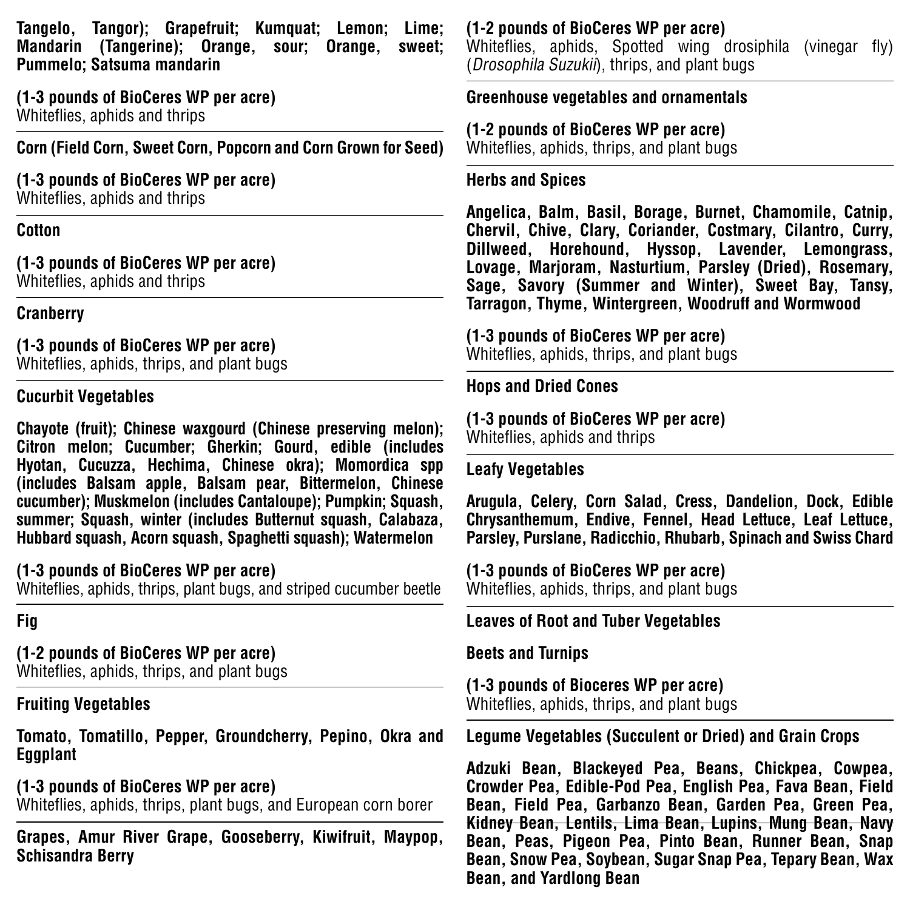**Tangelo, Tangor); Grapefruit; Kumquat; Lemon; Lime; Mandarin (Tangerine); Orange, sour; Orange, sweet; Pummelo; Satsuma mandarin**

**(1-3 pounds of BioCeres WP per acre)**
Whiteflies, aphids and thrips

**Corn (Field Corn, Sweet Corn, Popcorn and Corn Grown for Seed)**

**(1-3 pounds of BioCeres WP per acre)**
Whiteflies, aphids and thrips

**Cotton**

**(1-3 pounds of BioCeres WP per acre)**
Whiteflies, aphids and thrips

**Cranberry**

**(1-3 pounds of BioCeres WP per acre)**
Whiteflies, aphids, thrips, and plant bugs

**Cucurbit Vegetables**

**Chayote (fruit); Chinese waxgourd (Chinese preserving melon); Citron melon; Cucumber; Gherkin; Gourd, edible (includes Hyotan, Cucuzza, Hechima, Chinese okra); Momordica spp (includes Balsam apple, Balsam pear, Bittermelon, Chinese cucumber); Muskmelon (includes Cantaloupe); Pumpkin; Squash, summer; Squash, winter (includes Butternut squash, Calabaza, Hubbard squash, Acorn squash, Spaghetti squash); Watermelon**

**(1-3 pounds of BioCeres WP per acre)**
Whiteflies, aphids, thrips, plant bugs, and striped cucumber beetle

**Fig**

**(1-2 pounds of BioCeres WP per acre)**
Whiteflies, aphids, thrips, and plant bugs

**Fruiting Vegetables**

**Tomato, Tomatillo, Pepper, Groundcherry, Pepino, Okra and Eggplant**

**(1-3 pounds of BioCeres WP per acre)**
Whiteflies, aphids, thrips, plant bugs, and European corn borer

**Grapes, Amur River Grape, Gooseberry, Kiwifruit, Maypop, Schisandra Berry**

**(1-2 pounds of BioCeres WP per acre)**
Whiteflies, aphids, Spotted wing drosiphila (vinegar fly) (*Drosophila Suzukii*), thrips, and plant bugs

**Greenhouse vegetables and ornamentals**

**(1-2 pounds of BioCeres WP per acre)**
Whiteflies, aphids, thrips, and plant bugs

**Herbs and Spices**

**Angelica, Balm, Basil, Borage, Burnet, Chamomile, Catnip, Chervil, Chive, Clary, Coriander, Costmary, Cilantro, Curry, Dillweed, Horehound, Hyssop, Lavender, Lemongrass, Lovage, Marjoram, Nasturtium, Parsley (Dried), Rosemary, Sage, Savory (Summer and Winter), Sweet Bay, Tansy, Tarragon, Thyme, Wintergreen, Woodruff and Wormwood**

**(1-3 pounds of BioCeres WP per acre)**
Whiteflies, aphids, thrips, and plant bugs

**Hops and Dried Cones**

**(1-3 pounds of BioCeres WP per acre)**
Whiteflies, aphids and thrips

**Leafy Vegetables**

**Arugula, Celery, Corn Salad, Cress, Dandelion, Dock, Edible Chrysanthemum, Endive, Fennel, Head Lettuce, Leaf Lettuce, Parsley, Purslane, Radicchio, Rhubarb, Spinach and Swiss Chard**

**(1-3 pounds of BioCeres WP per acre)**
Whiteflies, aphids, thrips, and plant bugs

**Leaves of Root and Tuber Vegetables**

**Beets and Turnips**

**(1-3 pounds of Bioceres WP per acre)**
Whiteflies, aphids, thrips, and plant bugs

**Legume Vegetables (Succulent or Dried) and Grain Crops**

**Adzuki Bean, Blackeyed Pea, Beans, Chickpea, Cowpea, Crowder Pea, Edible-Pod Pea, English Pea, Fava Bean, Field Bean, Field Pea, Garbanzo Bean, Garden Pea, Green Pea, ~~Kidney Bean, Lentils, Lima Bean, Lupins, Mung Bean, Navy~~ Bean, Peas, Pigeon Pea, Pinto Bean, Runner Bean, Snap Bean, Snow Pea, Soybean, Sugar Snap Pea, Tepary Bean, Wax Bean, and Yardlong Bean**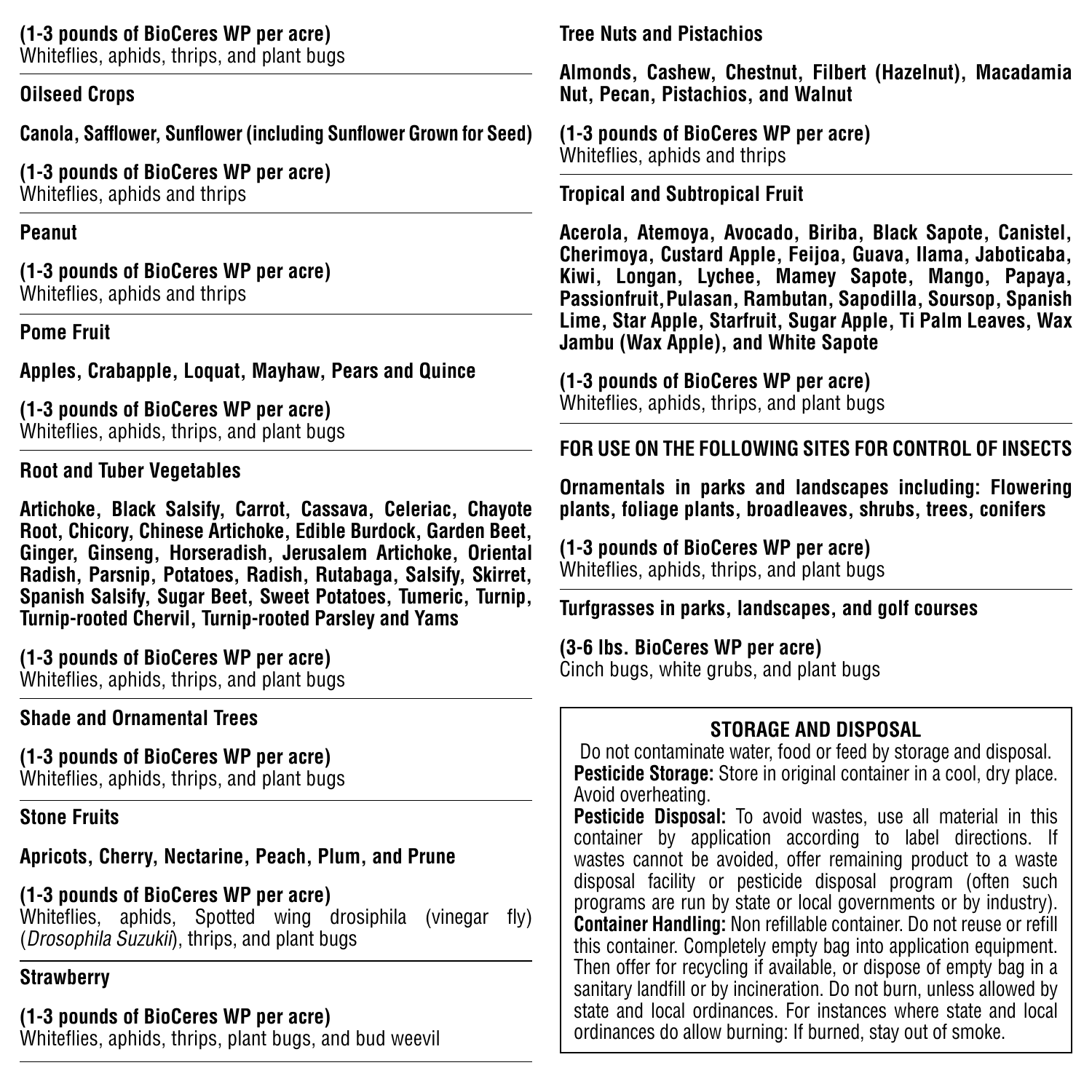**(1-3 pounds of BioCeres WP per acre)**
Whiteflies, aphids, thrips, and plant bugs

**Oilseed Crops**

**Canola, Safflower, Sunflower (including Sunflower Grown for Seed)**

**(1-3 pounds of BioCeres WP per acre)**
Whiteflies, aphids and thrips

**Peanut**

**(1-3 pounds of BioCeres WP per acre)**
Whiteflies, aphids and thrips

**Pome Fruit**

**Apples, Crabapple, Loquat, Mayhaw, Pears and Quince**

**(1-3 pounds of BioCeres WP per acre)**
Whiteflies, aphids, thrips, and plant bugs

**Root and Tuber Vegetables**

**Artichoke, Black Salsify, Carrot, Cassava, Celeriac, Chayote Root, Chicory, Chinese Artichoke, Edible Burdock, Garden Beet, Ginger, Ginseng, Horseradish, Jerusalem Artichoke, Oriental Radish, Parsnip, Potatoes, Radish, Rutabaga, Salsify, Skirret, Spanish Salsify, Sugar Beet, Sweet Potatoes, Tumeric, Turnip, Turnip-rooted Chervil, Turnip-rooted Parsley and Yams**

**(1-3 pounds of BioCeres WP per acre)**
Whiteflies, aphids, thrips, and plant bugs

**Shade and Ornamental Trees**

**(1-3 pounds of BioCeres WP per acre)**
Whiteflies, aphids, thrips, and plant bugs

**Stone Fruits**

**Apricots, Cherry, Nectarine, Peach, Plum, and Prune**

**(1-3 pounds of BioCeres WP per acre)**
Whiteflies, aphids, Spotted wing drosiphila (vinegar fly) (*Drosophila Suzukii*), thrips, and plant bugs

**Strawberry**

**(1-3 pounds of BioCeres WP per acre)**
Whiteflies, aphids, thrips, plant bugs, and bud weevil

**Tree Nuts and Pistachios**

**Almonds, Cashew, Chestnut, Filbert (Hazelnut), Macadamia Nut, Pecan, Pistachios, and Walnut**

**(1-3 pounds of BioCeres WP per acre)**
Whiteflies, aphids and thrips

**Tropical and Subtropical Fruit**

**Acerola, Atemoya, Avocado, Biriba, Black Sapote, Canistel, Cherimoya, Custard Apple, Feijoa, Guava, Ilama, Jaboticaba, Kiwi, Longan, Lychee, Mamey Sapote, Mango, Papaya, Passionfruit, Pulasan, Rambutan, Sapodilla, Soursop, Spanish Lime, Star Apple, Starfruit, Sugar Apple, Ti Palm Leaves, Wax Jambu (Wax Apple), and White Sapote**

**(1-3 pounds of BioCeres WP per acre)**
Whiteflies, aphids, thrips, and plant bugs

**FOR USE ON THE FOLLOWING SITES FOR CONTROL OF INSECTS**

**Ornamentals in parks and landscapes including: Flowering plants, foliage plants, broadleaves, shrubs, trees, conifers**

**(1-3 pounds of BioCeres WP per acre)**
Whiteflies, aphids, thrips, and plant bugs

**Turfgrasses in parks, landscapes, and golf courses**

**(3-6 lbs. BioCeres WP per acre)**
Cinch bugs, white grubs, and plant bugs

## STORAGE AND DISPOSAL

Do not contaminate water, food or feed by storage and disposal.

**Pesticide Storage:** Store in original container in a cool, dry place. Avoid overheating.

**Pesticide Disposal:** To avoid wastes, use all material in this container by application according to label directions. If wastes cannot be avoided, offer remaining product to a waste disposal facility or pesticide disposal program (often such programs are run by state or local governments or by industry).

**Container Handling:** Non refillable container. Do not reuse or refill this container. Completely empty bag into application equipment. Then offer for recycling if available, or dispose of empty bag in a sanitary landfill or by incineration. Do not burn, unless allowed by state and local ordinances. For instances where state and local ordinances do allow burning: If burned, stay out of smoke.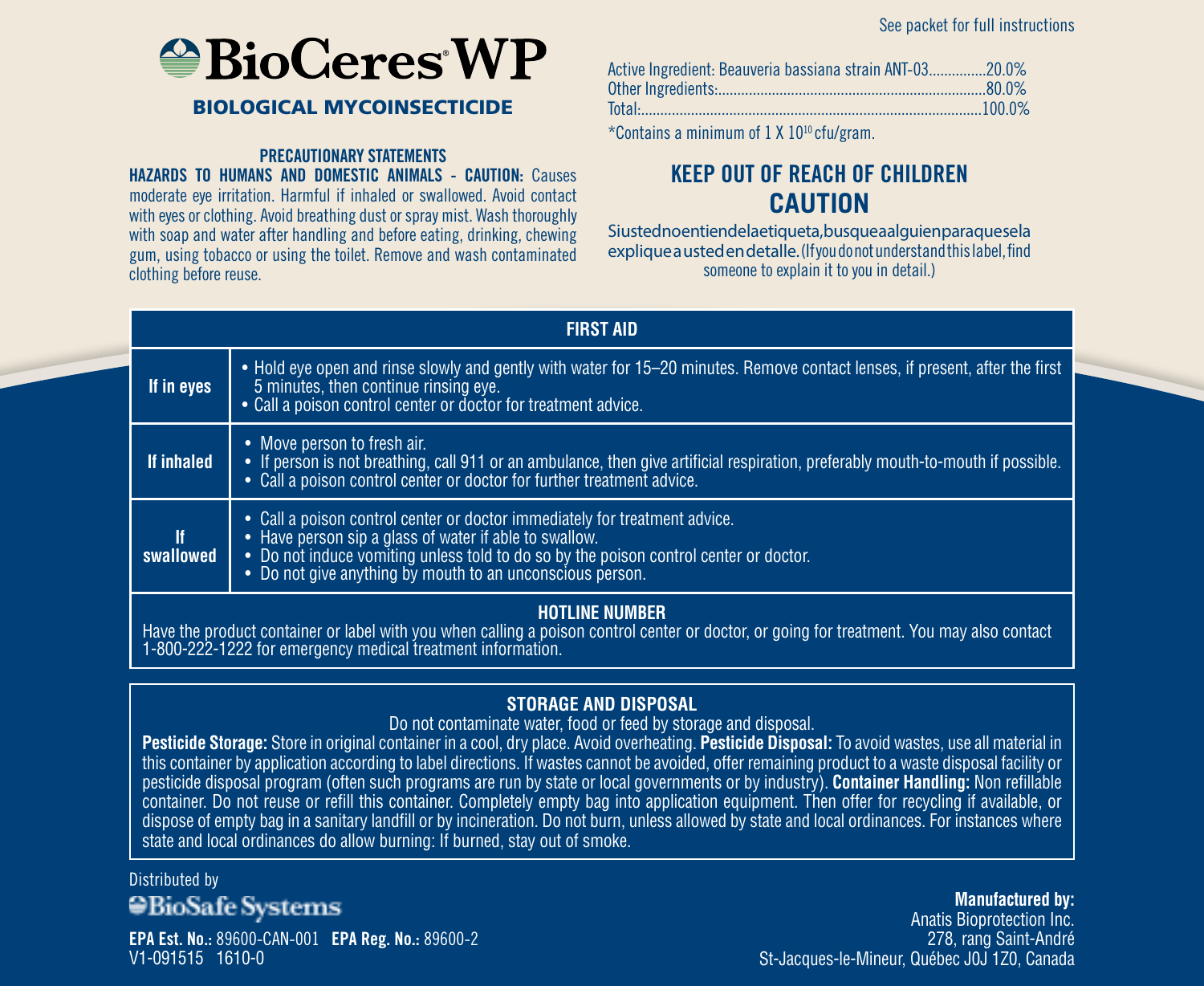See packet for full instructions

# BioCeres® WP

## BIOLOGICAL MYCOINSECTICIDE

Active Ingredient: Beauveria bassiana strain ANT-03...............20.0%
Other Ingredients:.......................................................................80.0%
Total:...........................................................................................100.0%

*Contains a minimum of 1 X $10^{10}$ cfu/gram.

### PRECAUTIONARY STATEMENTS

**HAZARDS TO HUMANS AND DOMESTIC ANIMALS - CAUTION:** Causes moderate eye irritation. Harmful if inhaled or swallowed. Avoid contact with eyes or clothing. Avoid breathing dust or spray mist. Wash thoroughly with soap and water after handling and before eating, drinking, chewing gum, using tobacco or using the toilet. Remove and wash contaminated clothing before reuse.

## KEEP OUT OF REACH OF CHILDREN
## CAUTION

Si usted no entiende la etiqueta, busque a alguien para que se la explique a usted en detalle. (If you do not understand this label, find someone to explain it to you in detail.)

| FIRST AID | |
|---|---|
| **If in eyes** | • Hold eye open and rinse slowly and gently with water for 15–20 minutes. Remove contact lenses, if present, after the first 5 minutes, then continue rinsing eye.<br>• Call a poison control center or doctor for treatment advice. |
| **If inhaled** | • Move person to fresh air.<br>• If person is not breathing, call 911 or an ambulance, then give artificial respiration, preferably mouth-to-mouth if possible.<br>• Call a poison control center or doctor for further treatment advice. |
| **If swallowed** | • Call a poison control center or doctor immediately for treatment advice.<br>• Have person sip a glass of water if able to swallow.<br>• Do not induce vomiting unless told to do so by the poison control center or doctor.<br>• Do not give anything by mouth to an unconscious person. |

**HOTLINE NUMBER**

Have the product container or label with you when calling a poison control center or doctor, or going for treatment. You may also contact 1-800-222-1222 for emergency medical treatment information.

### STORAGE AND DISPOSAL

Do not contaminate water, food or feed by storage and disposal.

**Pesticide Storage:** Store in original container in a cool, dry place. Avoid overheating. **Pesticide Disposal:** To avoid wastes, use all material in this container by application according to label directions. If wastes cannot be avoided, offer remaining product to a waste disposal facility or pesticide disposal program (often such programs are run by state or local governments or by industry). **Container Handling:** Non refillable container. Do not reuse or refill this container. Completely empty bag into application equipment. Then offer for recycling if available, or dispose of empty bag in a sanitary landfill or by incineration. Do not burn, unless allowed by state and local ordinances. For instances where state and local ordinances do allow burning: If burned, stay out of smoke.

Distributed by
BioSafe Systems

**EPA Est. No.:** 89600-CAN-001 **EPA Reg. No.:** 89600-2
V1-091515 1610-0

**Manufactured by:**
Anatis Bioprotection Inc.
278, rang Saint-André
St-Jacques-le-Mineur, Québec J0J 1Z0, Canada